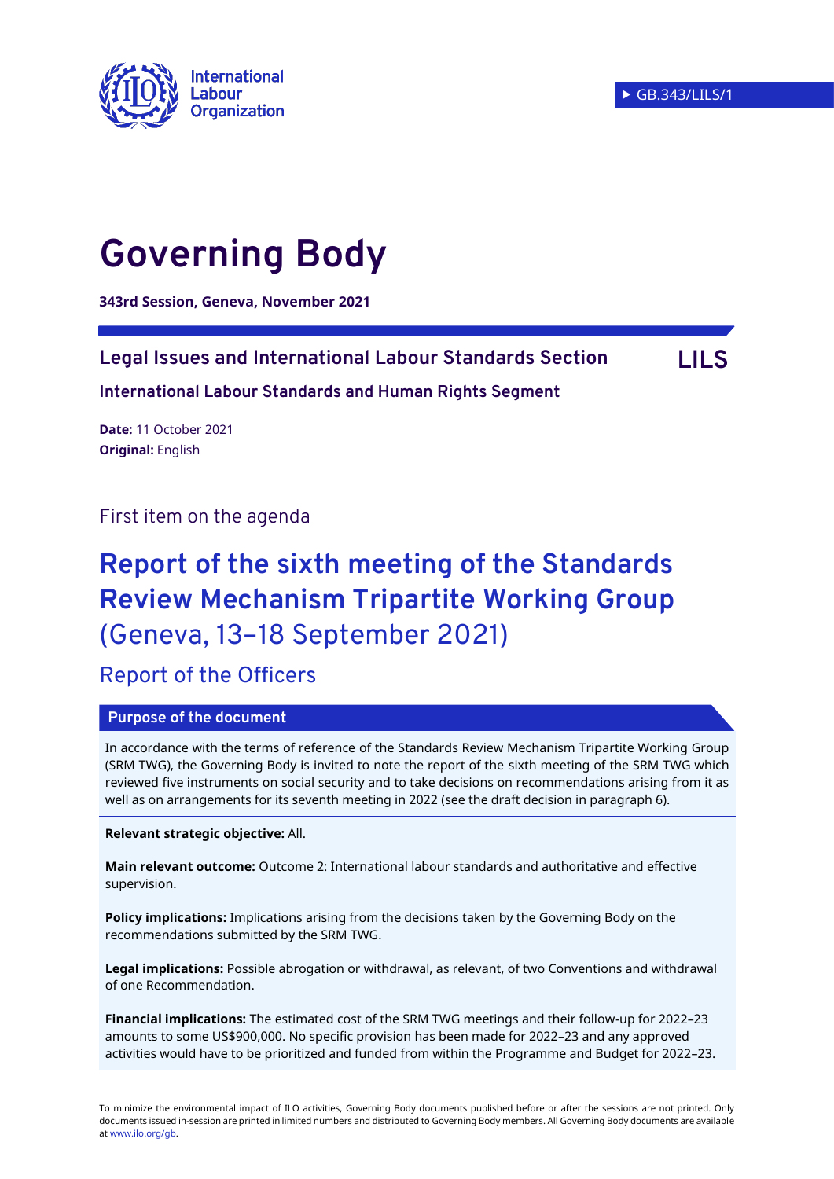International Labour Organization

GB.343/LILS/1

# Governing Body

**343rd Session, Geneva, November 2021**

**Legal Issues and International Labour Standards Section** **LILS**

**International Labour Standards and Human Rights Segment**

**Date:** 11 October 2021
**Original:** English

First item on the agenda

# Report of the sixth meeting of the Standards Review Mechanism Tripartite Working Group (Geneva, 13–18 September 2021)

## Report of the Officers

**Purpose of the document**

In accordance with the terms of reference of the Standards Review Mechanism Tripartite Working Group (SRM TWG), the Governing Body is invited to note the report of the sixth meeting of the SRM TWG which reviewed five instruments on social security and to take decisions on recommendations arising from it as well as on arrangements for its seventh meeting in 2022 (see the draft decision in paragraph 6).

**Relevant strategic objective:** All.

**Main relevant outcome:** Outcome 2: International labour standards and authoritative and effective supervision.

**Policy implications:** Implications arising from the decisions taken by the Governing Body on the recommendations submitted by the SRM TWG.

**Legal implications:** Possible abrogation or withdrawal, as relevant, of two Conventions and withdrawal of one Recommendation.

**Financial implications:** The estimated cost of the SRM TWG meetings and their follow-up for 2022–23 amounts to some US$900,000. No specific provision has been made for 2022–23 and any approved activities would have to be prioritized and funded from within the Programme and Budget for 2022–23.

To minimize the environmental impact of ILO activities, Governing Body documents published before or after the sessions are not printed. Only documents issued in-session are printed in limited numbers and distributed to Governing Body members. All Governing Body documents are available at www.ilo.org/gb.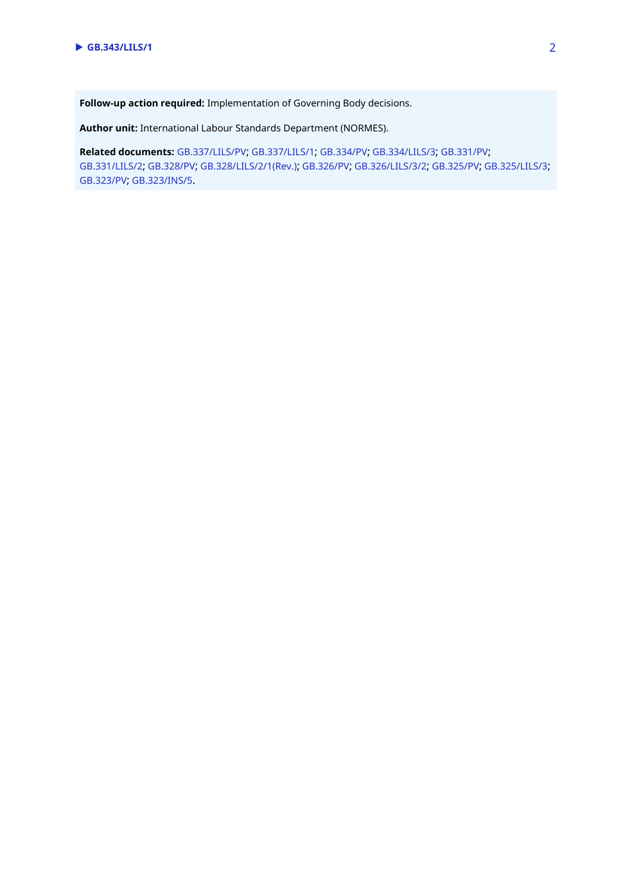**Follow-up action required:** Implementation of Governing Body decisions.

**Author unit:** International Labour Standards Department (NORMES).

**Related documents:** GB.337/LILS/PV; GB.337/LILS/1; GB.334/PV; GB.334/LILS/3; GB.331/PV; GB.331/LILS/2; GB.328/PV; GB.328/LILS/2/1(Rev.); GB.326/PV; GB.326/LILS/3/2; GB.325/PV; GB.325/LILS/3; GB.323/PV; GB.323/INS/5.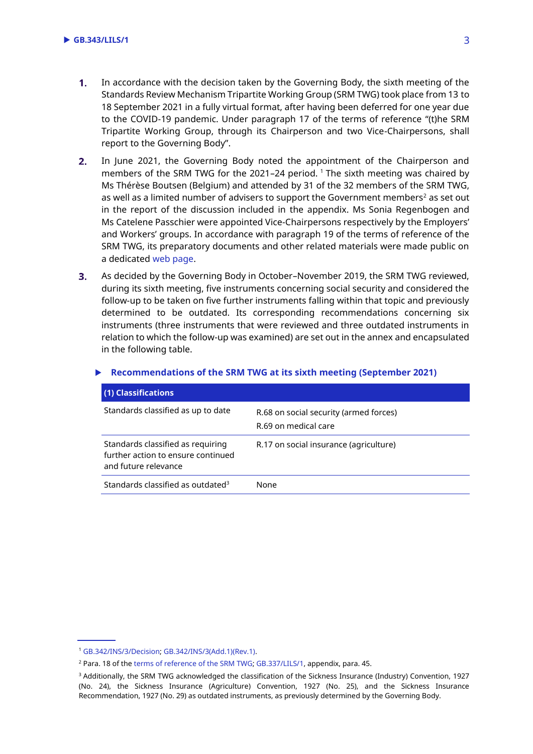1. In accordance with the decision taken by the Governing Body, the sixth meeting of the Standards Review Mechanism Tripartite Working Group (SRM TWG) took place from 13 to 18 September 2021 in a fully virtual format, after having been deferred for one year due to the COVID-19 pandemic. Under paragraph 17 of the terms of reference "(t)he SRM Tripartite Working Group, through its Chairperson and two Vice-Chairpersons, shall report to the Governing Body".

2. In June 2021, the Governing Body noted the appointment of the Chairperson and members of the SRM TWG for the 2021–24 period. [1] The sixth meeting was chaired by Ms Thérèse Boutsen (Belgium) and attended by 31 of the 32 members of the SRM TWG, as well as a limited number of advisers to support the Government members[2] as set out in the report of the discussion included in the appendix. Ms Sonia Regenbogen and Ms Catelene Passchier were appointed Vice-Chairpersons respectively by the Employers' and Workers' groups. In accordance with paragraph 19 of the terms of reference of the SRM TWG, its preparatory documents and other related materials were made public on a dedicated web page.

3. As decided by the Governing Body in October–November 2019, the SRM TWG reviewed, during its sixth meeting, five instruments concerning social security and considered the follow-up to be taken on five further instruments falling within that topic and previously determined to be outdated. Its corresponding recommendations concerning six instruments (three instruments that were reviewed and three outdated instruments in relation to which the follow-up was examined) are set out in the annex and encapsulated in the following table.

**Recommendations of the SRM TWG at its sixth meeting (September 2021)**

| (1) Classifications | |
|---|---|
| Standards classified as up to date | R.68 on social security (armed forces)<br>R.69 on medical care |
| Standards classified as requiring further action to ensure continued and future relevance | R.17 on social insurance (agriculture) |
| Standards classified as outdated[3] | None |

[1] GB.342/INS/3/Decision; GB.342/INS/3(Add.1)(Rev.1).

[2] Para. 18 of the terms of reference of the SRM TWG; GB.337/LILS/1, appendix, para. 45.

[3] Additionally, the SRM TWG acknowledged the classification of the Sickness Insurance (Industry) Convention, 1927 (No. 24), the Sickness Insurance (Agriculture) Convention, 1927 (No. 25), and the Sickness Insurance Recommendation, 1927 (No. 29) as outdated instruments, as previously determined by the Governing Body.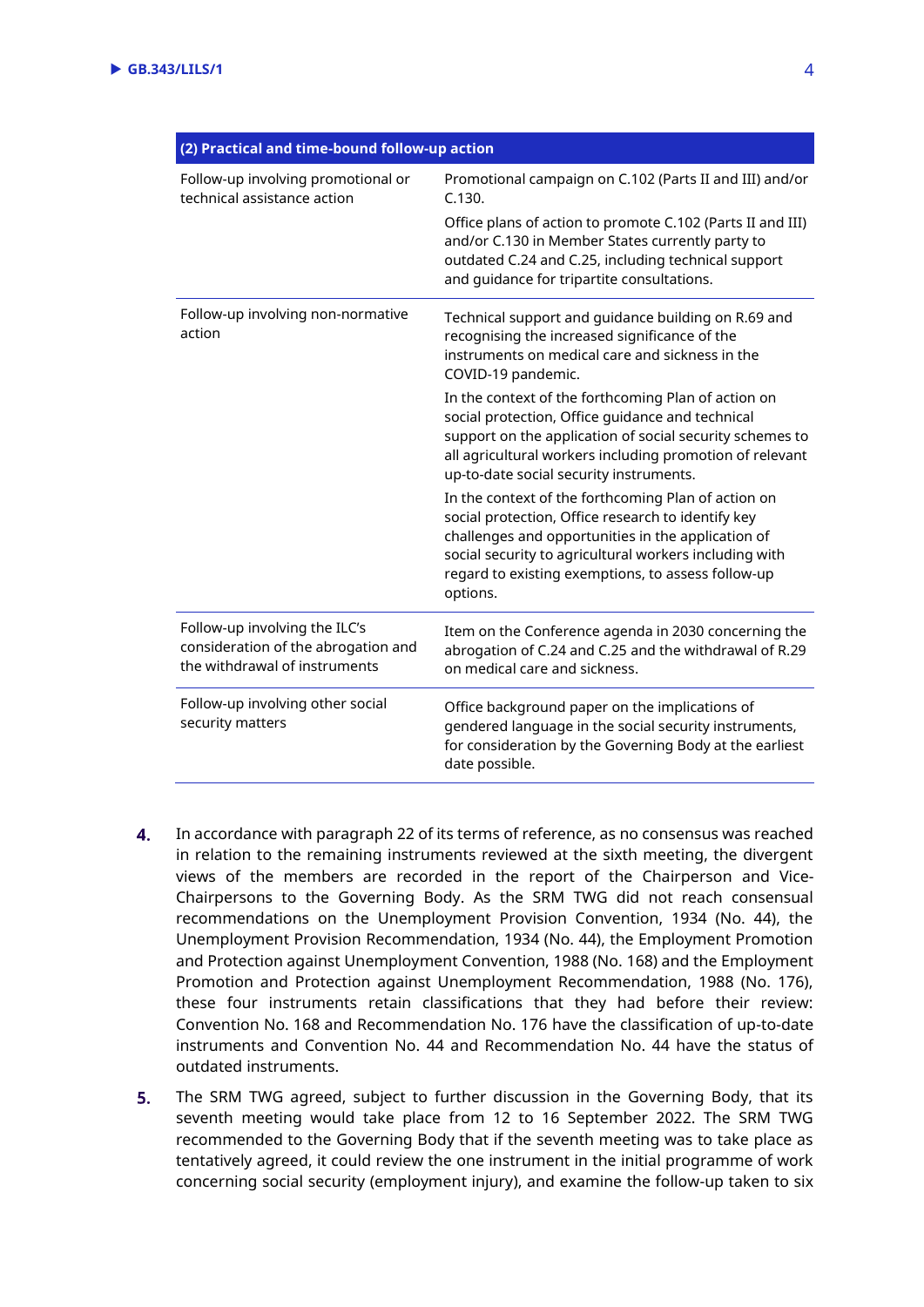| (2) Practical and time-bound follow-up action | |
|---|---|
| Follow-up involving promotional or technical assistance action | Promotional campaign on C.102 (Parts II and III) and/or C.130.<br><br>Office plans of action to promote C.102 (Parts II and III) and/or C.130 in Member States currently party to outdated C.24 and C.25, including technical support and guidance for tripartite consultations. |
| Follow-up involving non-normative action | Technical support and guidance building on R.69 and recognising the increased significance of the instruments on medical care and sickness in the COVID-19 pandemic.<br><br>In the context of the forthcoming Plan of action on social protection, Office guidance and technical support on the application of social security schemes to all agricultural workers including promotion of relevant up-to-date social security instruments.<br><br>In the context of the forthcoming Plan of action on social protection, Office research to identify key challenges and opportunities in the application of social security to agricultural workers including with regard to existing exemptions, to assess follow-up options. |
| Follow-up involving the ILC's consideration of the abrogation and the withdrawal of instruments | Item on the Conference agenda in 2030 concerning the abrogation of C.24 and C.25 and the withdrawal of R.29 on medical care and sickness. |
| Follow-up involving other social security matters | Office background paper on the implications of gendered language in the social security instruments, for consideration by the Governing Body at the earliest date possible. |

**4.** In accordance with paragraph 22 of its terms of reference, as no consensus was reached in relation to the remaining instruments reviewed at the sixth meeting, the divergent views of the members are recorded in the report of the Chairperson and Vice-Chairpersons to the Governing Body. As the SRM TWG did not reach consensual recommendations on the Unemployment Provision Convention, 1934 (No. 44), the Unemployment Provision Recommendation, 1934 (No. 44), the Employment Promotion and Protection against Unemployment Convention, 1988 (No. 168) and the Employment Promotion and Protection against Unemployment Recommendation, 1988 (No. 176), these four instruments retain classifications that they had before their review: Convention No. 168 and Recommendation No. 176 have the classification of up-to-date instruments and Convention No. 44 and Recommendation No. 44 have the status of outdated instruments.

**5.** The SRM TWG agreed, subject to further discussion in the Governing Body, that its seventh meeting would take place from 12 to 16 September 2022. The SRM TWG recommended to the Governing Body that if the seventh meeting was to take place as tentatively agreed, it could review the one instrument in the initial programme of work concerning social security (employment injury), and examine the follow-up taken to six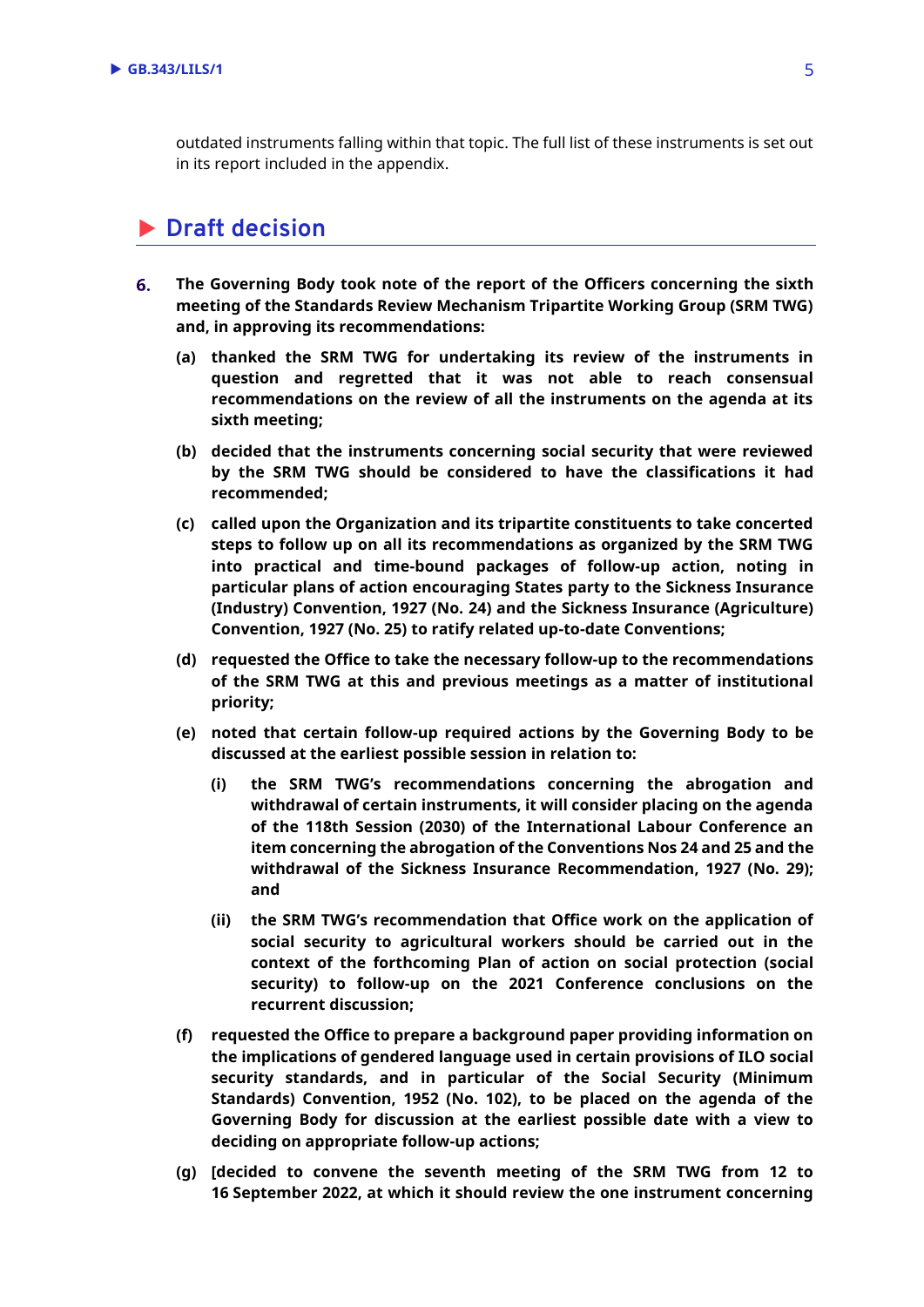outdated instruments falling within that topic. The full list of these instruments is set out in its report included in the appendix.

## Draft decision

**6. The Governing Body took note of the report of the Officers concerning the sixth meeting of the Standards Review Mechanism Tripartite Working Group (SRM TWG) and, in approving its recommendations:**

**(a) thanked the SRM TWG for undertaking its review of the instruments in question and regretted that it was not able to reach consensual recommendations on the review of all the instruments on the agenda at its sixth meeting;**

**(b) decided that the instruments concerning social security that were reviewed by the SRM TWG should be considered to have the classifications it had recommended;**

**(c) called upon the Organization and its tripartite constituents to take concerted steps to follow up on all its recommendations as organized by the SRM TWG into practical and time-bound packages of follow-up action, noting in particular plans of action encouraging States party to the Sickness Insurance (Industry) Convention, 1927 (No. 24) and the Sickness Insurance (Agriculture) Convention, 1927 (No. 25) to ratify related up-to-date Conventions;**

**(d) requested the Office to take the necessary follow-up to the recommendations of the SRM TWG at this and previous meetings as a matter of institutional priority;**

**(e) noted that certain follow-up required actions by the Governing Body to be discussed at the earliest possible session in relation to:**

**(i) the SRM TWG's recommendations concerning the abrogation and withdrawal of certain instruments, it will consider placing on the agenda of the 118th Session (2030) of the International Labour Conference an item concerning the abrogation of the Conventions Nos 24 and 25 and the withdrawal of the Sickness Insurance Recommendation, 1927 (No. 29); and**

**(ii) the SRM TWG's recommendation that Office work on the application of social security to agricultural workers should be carried out in the context of the forthcoming Plan of action on social protection (social security) to follow-up on the 2021 Conference conclusions on the recurrent discussion;**

**(f) requested the Office to prepare a background paper providing information on the implications of gendered language used in certain provisions of ILO social security standards, and in particular of the Social Security (Minimum Standards) Convention, 1952 (No. 102), to be placed on the agenda of the Governing Body for discussion at the earliest possible date with a view to deciding on appropriate follow-up actions;**

**(g) [decided to convene the seventh meeting of the SRM TWG from 12 to 16 September 2022, at which it should review the one instrument concerning**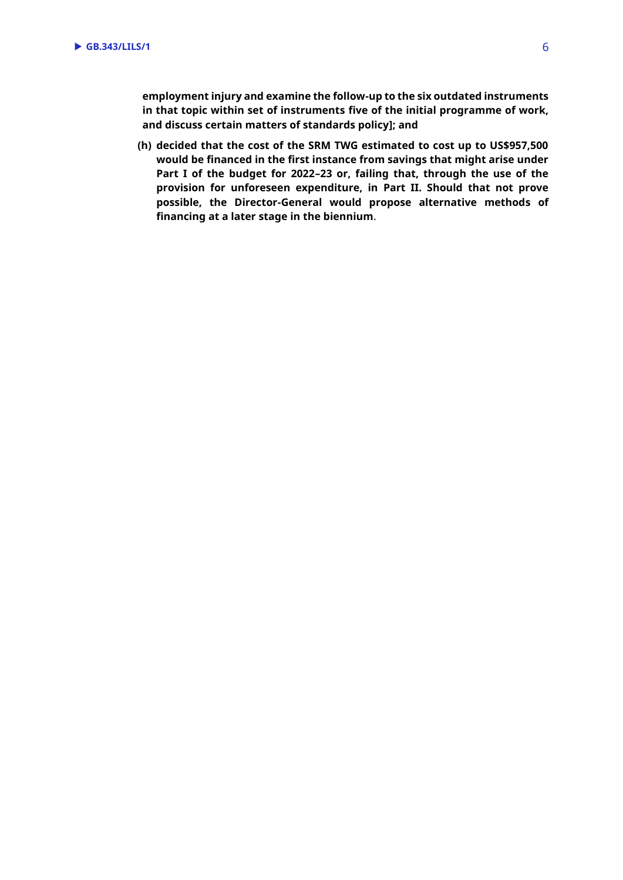**employment injury and examine the follow-up to the six outdated instruments in that topic within set of instruments five of the initial programme of work, and discuss certain matters of standards policy]; and**

**(h) decided that the cost of the SRM TWG estimated to cost up to US$957,500 would be financed in the first instance from savings that might arise under Part I of the budget for 2022–23 or, failing that, through the use of the provision for unforeseen expenditure, in Part II. Should that not prove possible, the Director-General would propose alternative methods of financing at a later stage in the biennium**.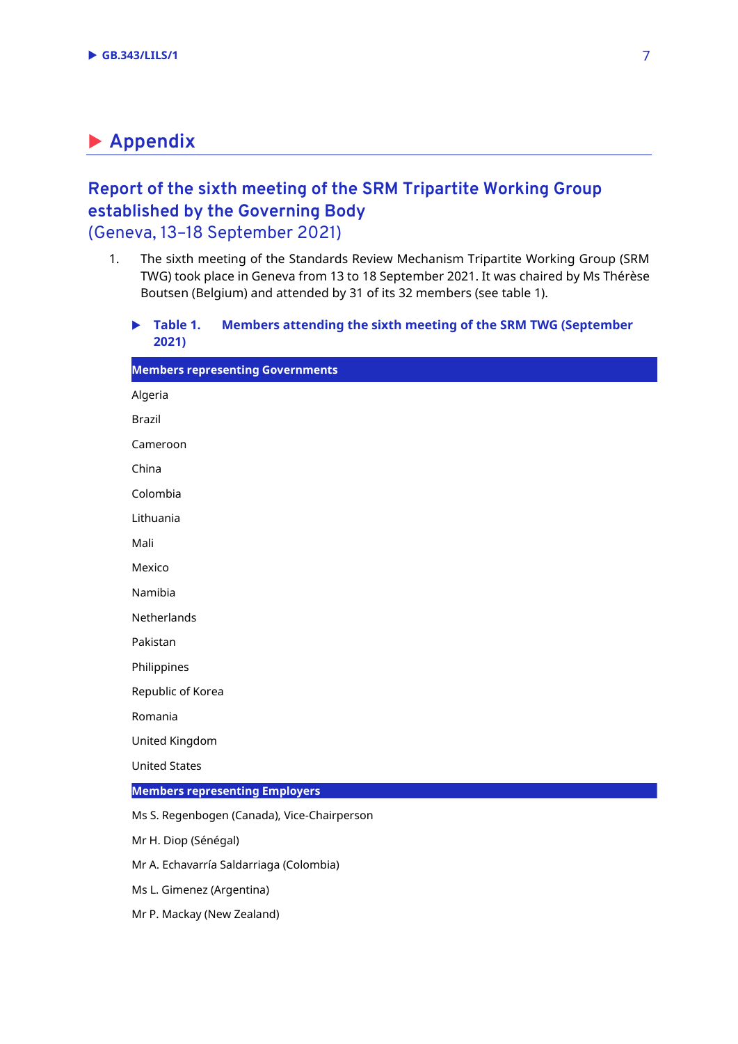# Appendix

## Report of the sixth meeting of the SRM Tripartite Working Group established by the Governing Body
(Geneva, 13–18 September 2021)

1. The sixth meeting of the Standards Review Mechanism Tripartite Working Group (SRM TWG) took place in Geneva from 13 to 18 September 2021. It was chaired by Ms Thérèse Boutsen (Belgium) and attended by 31 of its 32 members (see table 1).

**Table 1. Members attending the sixth meeting of the SRM TWG (September 2021)**

| **Members representing Governments** |
|---|
| Algeria |
| Brazil |
| Cameroon |
| China |
| Colombia |
| Lithuania |
| Mali |
| Mexico |
| Namibia |
| Netherlands |
| Pakistan |
| Philippines |
| Republic of Korea |
| Romania |
| United Kingdom |
| United States |
| **Members representing Employers** |
| Ms S. Regenbogen (Canada), Vice-Chairperson |
| Mr H. Diop (Sénégal) |
| Mr A. Echavarría Saldarriaga (Colombia) |
| Ms L. Gimenez (Argentina) |
| Mr P. Mackay (New Zealand) |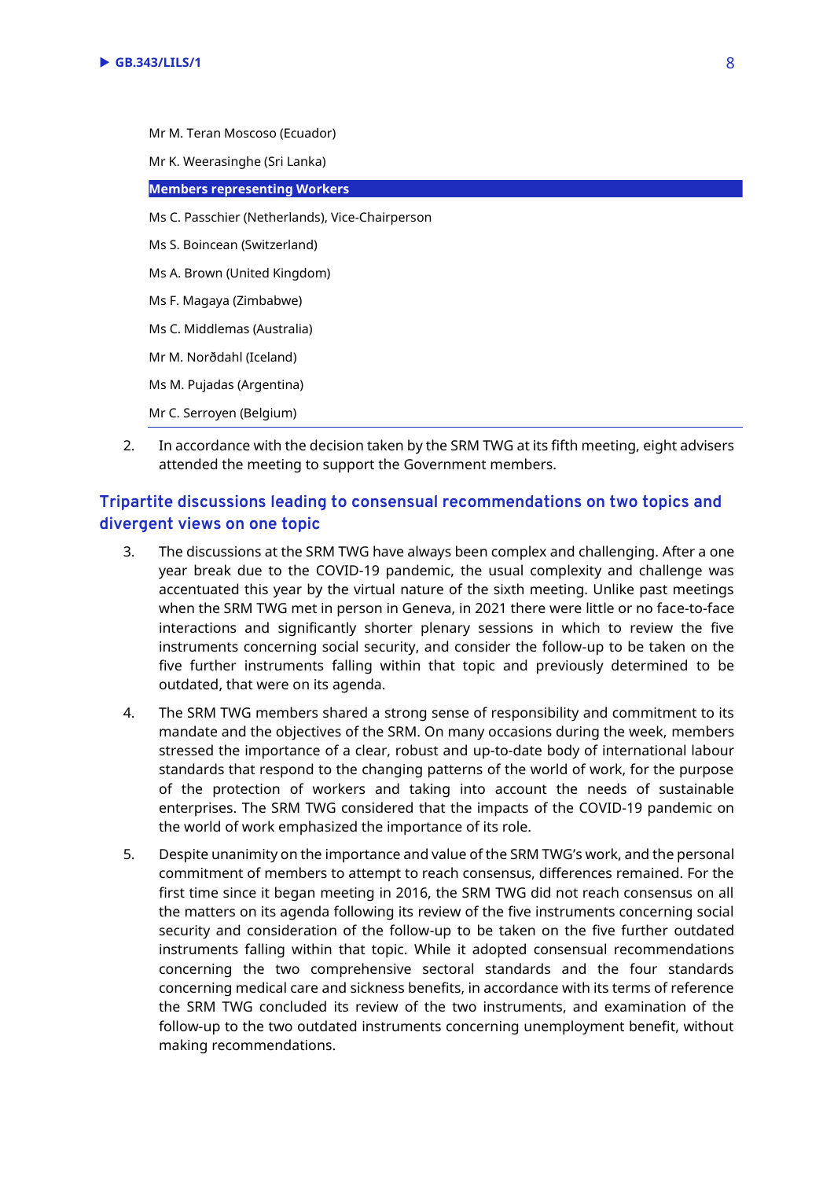Mr M. Teran Moscoso (Ecuador)

Mr K. Weerasinghe (Sri Lanka)

**Members representing Workers**

Ms C. Passchier (Netherlands), Vice-Chairperson

Ms S. Boincean (Switzerland)

Ms A. Brown (United Kingdom)

Ms F. Magaya (Zimbabwe)

Ms C. Middlemas (Australia)

Mr M. Norðdahl (Iceland)

Ms M. Pujadas (Argentina)

Mr C. Serroyen (Belgium)

2. In accordance with the decision taken by the SRM TWG at its fifth meeting, eight advisers attended the meeting to support the Government members.

## Tripartite discussions leading to consensual recommendations on two topics and divergent views on one topic

3. The discussions at the SRM TWG have always been complex and challenging. After a one year break due to the COVID-19 pandemic, the usual complexity and challenge was accentuated this year by the virtual nature of the sixth meeting. Unlike past meetings when the SRM TWG met in person in Geneva, in 2021 there were little or no face-to-face interactions and significantly shorter plenary sessions in which to review the five instruments concerning social security, and consider the follow-up to be taken on the five further instruments falling within that topic and previously determined to be outdated, that were on its agenda.

4. The SRM TWG members shared a strong sense of responsibility and commitment to its mandate and the objectives of the SRM. On many occasions during the week, members stressed the importance of a clear, robust and up-to-date body of international labour standards that respond to the changing patterns of the world of work, for the purpose of the protection of workers and taking into account the needs of sustainable enterprises. The SRM TWG considered that the impacts of the COVID-19 pandemic on the world of work emphasized the importance of its role.

5. Despite unanimity on the importance and value of the SRM TWG's work, and the personal commitment of members to attempt to reach consensus, differences remained. For the first time since it began meeting in 2016, the SRM TWG did not reach consensus on all the matters on its agenda following its review of the five instruments concerning social security and consideration of the follow-up to be taken on the five further outdated instruments falling within that topic. While it adopted consensual recommendations concerning the two comprehensive sectoral standards and the four standards concerning medical care and sickness benefits, in accordance with its terms of reference the SRM TWG concluded its review of the two instruments, and examination of the follow-up to the two outdated instruments concerning unemployment benefit, without making recommendations.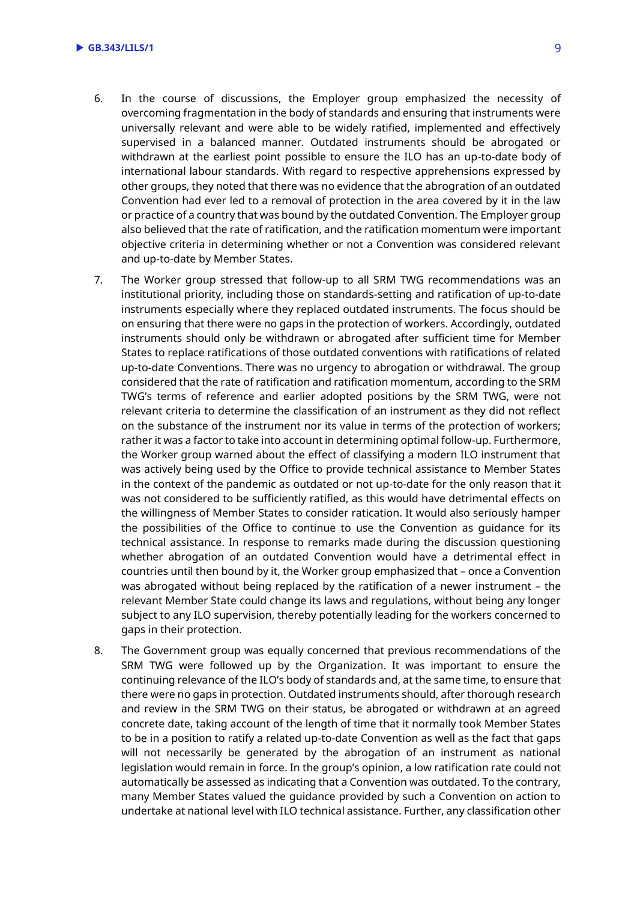6. In the course of discussions, the Employer group emphasized the necessity of overcoming fragmentation in the body of standards and ensuring that instruments were universally relevant and were able to be widely ratified, implemented and effectively supervised in a balanced manner. Outdated instruments should be abrogated or withdrawn at the earliest point possible to ensure the ILO has an up-to-date body of international labour standards. With regard to respective apprehensions expressed by other groups, they noted that there was no evidence that the abrogation of an outdated Convention had ever led to a removal of protection in the area covered by it in the law or practice of a country that was bound by the outdated Convention. The Employer group also believed that the rate of ratification, and the ratification momentum were important objective criteria in determining whether or not a Convention was considered relevant and up-to-date by Member States.

7. The Worker group stressed that follow-up to all SRM TWG recommendations was an institutional priority, including those on standards-setting and ratification of up-to-date instruments especially where they replaced outdated instruments. The focus should be on ensuring that there were no gaps in the protection of workers. Accordingly, outdated instruments should only be withdrawn or abrogated after sufficient time for Member States to replace ratifications of those outdated conventions with ratifications of related up-to-date Conventions. There was no urgency to abrogation or withdrawal. The group considered that the rate of ratification and ratification momentum, according to the SRM TWG's terms of reference and earlier adopted positions by the SRM TWG, were not relevant criteria to determine the classification of an instrument as they did not reflect on the substance of the instrument nor its value in terms of the protection of workers; rather it was a factor to take into account in determining optimal follow-up. Furthermore, the Worker group warned about the effect of classifying a modern ILO instrument that was actively being used by the Office to provide technical assistance to Member States in the context of the pandemic as outdated or not up-to-date for the only reason that it was not considered to be sufficiently ratified, as this would have detrimental effects on the willingness of Member States to consider ratication. It would also seriously hamper the possibilities of the Office to continue to use the Convention as guidance for its technical assistance. In response to remarks made during the discussion questioning whether abrogation of an outdated Convention would have a detrimental effect in countries until then bound by it, the Worker group emphasized that – once a Convention was abrogated without being replaced by the ratification of a newer instrument – the relevant Member State could change its laws and regulations, without being any longer subject to any ILO supervision, thereby potentially leading for the workers concerned to gaps in their protection.

8. The Government group was equally concerned that previous recommendations of the SRM TWG were followed up by the Organization. It was important to ensure the continuing relevance of the ILO's body of standards and, at the same time, to ensure that there were no gaps in protection. Outdated instruments should, after thorough research and review in the SRM TWG on their status, be abrogated or withdrawn at an agreed concrete date, taking account of the length of time that it normally took Member States to be in a position to ratify a related up-to-date Convention as well as the fact that gaps will not necessarily be generated by the abrogation of an instrument as national legislation would remain in force. In the group's opinion, a low ratification rate could not automatically be assessed as indicating that a Convention was outdated. To the contrary, many Member States valued the guidance provided by such a Convention on action to undertake at national level with ILO technical assistance. Further, any classification other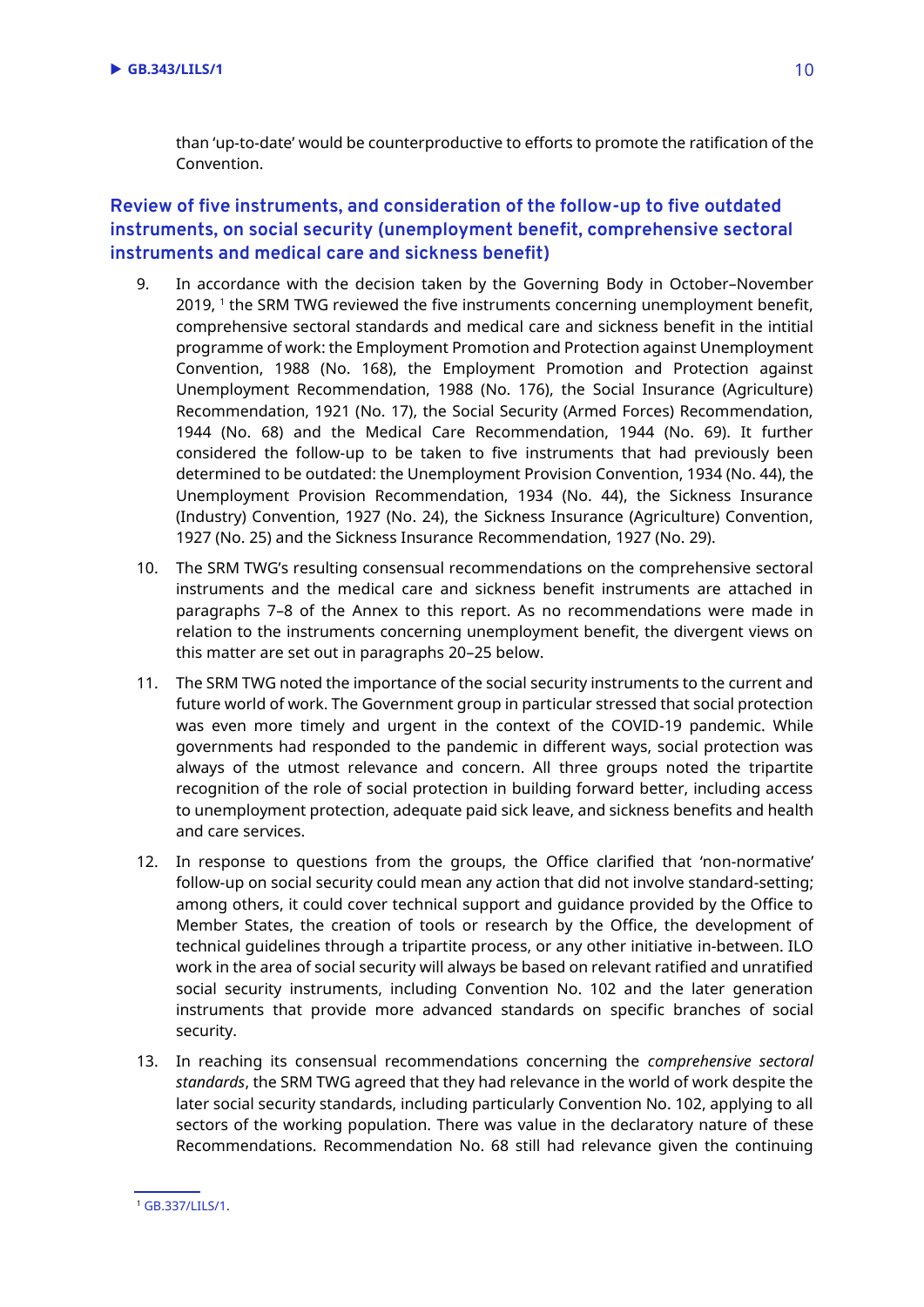than 'up-to-date' would be counterproductive to efforts to promote the ratification of the Convention.

## Review of five instruments, and consideration of the follow-up to five outdated instruments, on social security (unemployment benefit, comprehensive sectoral instruments and medical care and sickness benefit)

9. In accordance with the decision taken by the Governing Body in October–November 2019, [1] the SRM TWG reviewed the five instruments concerning unemployment benefit, comprehensive sectoral standards and medical care and sickness benefit in the intitial programme of work: the Employment Promotion and Protection against Unemployment Convention, 1988 (No. 168), the Employment Promotion and Protection against Unemployment Recommendation, 1988 (No. 176), the Social Insurance (Agriculture) Recommendation, 1921 (No. 17), the Social Security (Armed Forces) Recommendation, 1944 (No. 68) and the Medical Care Recommendation, 1944 (No. 69). It further considered the follow-up to be taken to five instruments that had previously been determined to be outdated: the Unemployment Provision Convention, 1934 (No. 44), the Unemployment Provision Recommendation, 1934 (No. 44), the Sickness Insurance (Industry) Convention, 1927 (No. 24), the Sickness Insurance (Agriculture) Convention, 1927 (No. 25) and the Sickness Insurance Recommendation, 1927 (No. 29).

10. The SRM TWG's resulting consensual recommendations on the comprehensive sectoral instruments and the medical care and sickness benefit instruments are attached in paragraphs 7–8 of the Annex to this report. As no recommendations were made in relation to the instruments concerning unemployment benefit, the divergent views on this matter are set out in paragraphs 20–25 below.

11. The SRM TWG noted the importance of the social security instruments to the current and future world of work. The Government group in particular stressed that social protection was even more timely and urgent in the context of the COVID-19 pandemic. While governments had responded to the pandemic in different ways, social protection was always of the utmost relevance and concern. All three groups noted the tripartite recognition of the role of social protection in building forward better, including access to unemployment protection, adequate paid sick leave, and sickness benefits and health and care services.

12. In response to questions from the groups, the Office clarified that 'non-normative' follow-up on social security could mean any action that did not involve standard-setting; among others, it could cover technical support and guidance provided by the Office to Member States, the creation of tools or research by the Office, the development of technical guidelines through a tripartite process, or any other initiative in-between. ILO work in the area of social security will always be based on relevant ratified and unratified social security instruments, including Convention No. 102 and the later generation instruments that provide more advanced standards on specific branches of social security.

13. In reaching its consensual recommendations concerning the *comprehensive sectoral standards*, the SRM TWG agreed that they had relevance in the world of work despite the later social security standards, including particularly Convention No. 102, applying to all sectors of the working population. There was value in the declaratory nature of these Recommendations. Recommendation No. 68 still had relevance given the continuing

---

[1] GB.337/LILS/1.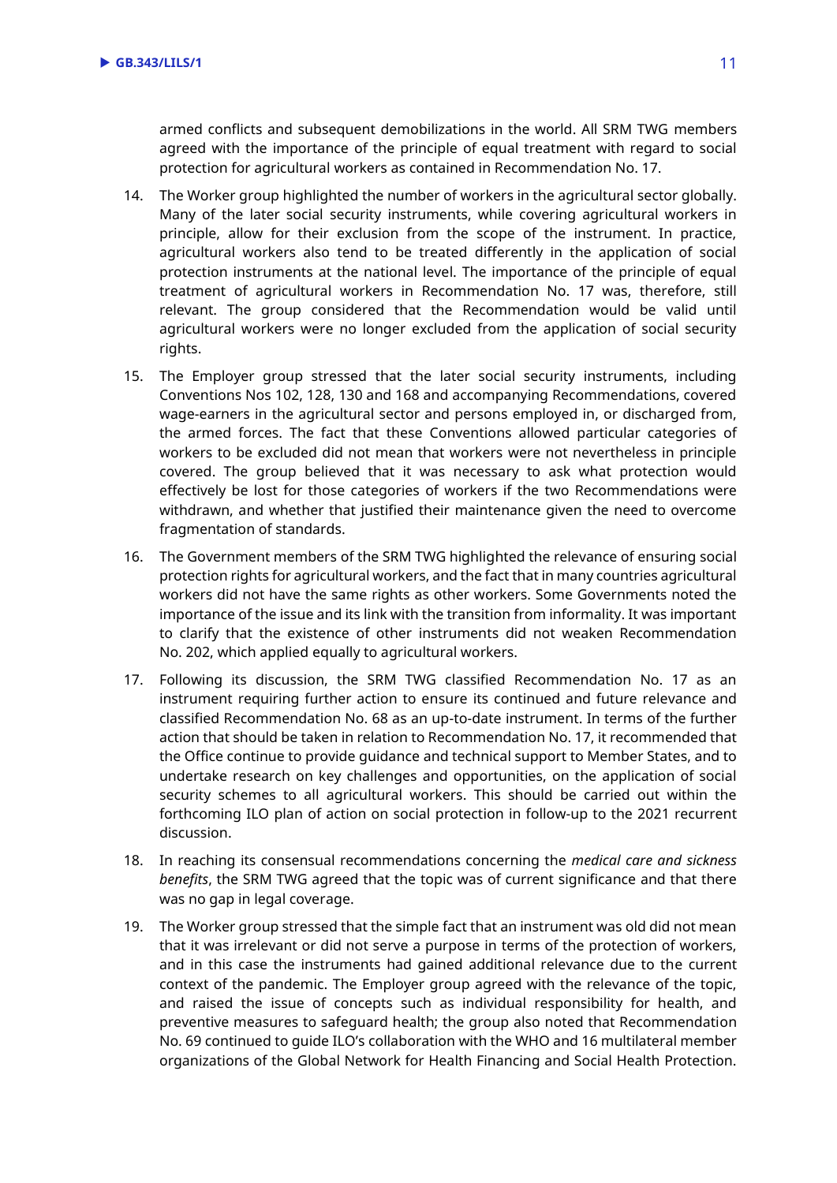armed conflicts and subsequent demobilizations in the world. All SRM TWG members agreed with the importance of the principle of equal treatment with regard to social protection for agricultural workers as contained in Recommendation No. 17.

14. The Worker group highlighted the number of workers in the agricultural sector globally. Many of the later social security instruments, while covering agricultural workers in principle, allow for their exclusion from the scope of the instrument. In practice, agricultural workers also tend to be treated differently in the application of social protection instruments at the national level. The importance of the principle of equal treatment of agricultural workers in Recommendation No. 17 was, therefore, still relevant. The group considered that the Recommendation would be valid until agricultural workers were no longer excluded from the application of social security rights.

15. The Employer group stressed that the later social security instruments, including Conventions Nos 102, 128, 130 and 168 and accompanying Recommendations, covered wage-earners in the agricultural sector and persons employed in, or discharged from, the armed forces. The fact that these Conventions allowed particular categories of workers to be excluded did not mean that workers were not nevertheless in principle covered. The group believed that it was necessary to ask what protection would effectively be lost for those categories of workers if the two Recommendations were withdrawn, and whether that justified their maintenance given the need to overcome fragmentation of standards.

16. The Government members of the SRM TWG highlighted the relevance of ensuring social protection rights for agricultural workers, and the fact that in many countries agricultural workers did not have the same rights as other workers. Some Governments noted the importance of the issue and its link with the transition from informality. It was important to clarify that the existence of other instruments did not weaken Recommendation No. 202, which applied equally to agricultural workers.

17. Following its discussion, the SRM TWG classified Recommendation No. 17 as an instrument requiring further action to ensure its continued and future relevance and classified Recommendation No. 68 as an up-to-date instrument. In terms of the further action that should be taken in relation to Recommendation No. 17, it recommended that the Office continue to provide guidance and technical support to Member States, and to undertake research on key challenges and opportunities, on the application of social security schemes to all agricultural workers. This should be carried out within the forthcoming ILO plan of action on social protection in follow-up to the 2021 recurrent discussion.

18. In reaching its consensual recommendations concerning the *medical care and sickness benefits*, the SRM TWG agreed that the topic was of current significance and that there was no gap in legal coverage.

19. The Worker group stressed that the simple fact that an instrument was old did not mean that it was irrelevant or did not serve a purpose in terms of the protection of workers, and in this case the instruments had gained additional relevance due to the current context of the pandemic. The Employer group agreed with the relevance of the topic, and raised the issue of concepts such as individual responsibility for health, and preventive measures to safeguard health; the group also noted that Recommendation No. 69 continued to guide ILO's collaboration with the WHO and 16 multilateral member organizations of the Global Network for Health Financing and Social Health Protection.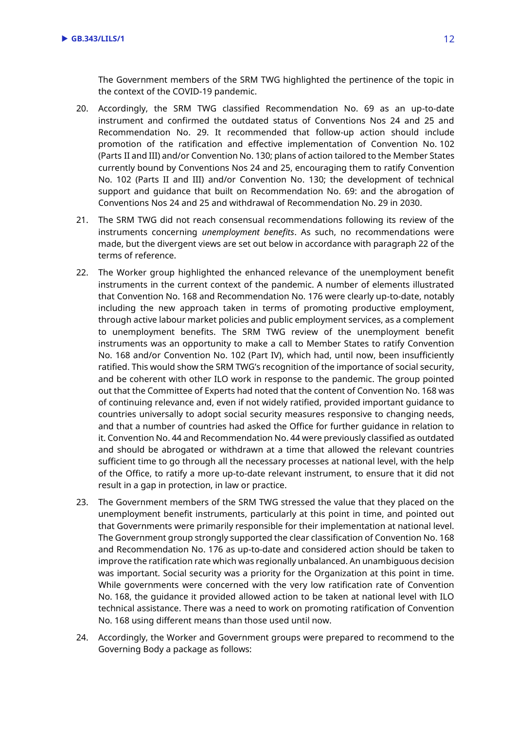The Government members of the SRM TWG highlighted the pertinence of the topic in the context of the COVID-19 pandemic.

20. Accordingly, the SRM TWG classified Recommendation No. 69 as an up-to-date instrument and confirmed the outdated status of Conventions Nos 24 and 25 and Recommendation No. 29. It recommended that follow-up action should include promotion of the ratification and effective implementation of Convention No. 102 (Parts II and III) and/or Convention No. 130; plans of action tailored to the Member States currently bound by Conventions Nos 24 and 25, encouraging them to ratify Convention No. 102 (Parts II and III) and/or Convention No. 130; the development of technical support and guidance that built on Recommendation No. 69: and the abrogation of Conventions Nos 24 and 25 and withdrawal of Recommendation No. 29 in 2030.

21. The SRM TWG did not reach consensual recommendations following its review of the instruments concerning *unemployment benefits*. As such, no recommendations were made, but the divergent views are set out below in accordance with paragraph 22 of the terms of reference.

22. The Worker group highlighted the enhanced relevance of the unemployment benefit instruments in the current context of the pandemic. A number of elements illustrated that Convention No. 168 and Recommendation No. 176 were clearly up-to-date, notably including the new approach taken in terms of promoting productive employment, through active labour market policies and public employment services, as a complement to unemployment benefits. The SRM TWG review of the unemployment benefit instruments was an opportunity to make a call to Member States to ratify Convention No. 168 and/or Convention No. 102 (Part IV), which had, until now, been insufficiently ratified. This would show the SRM TWG's recognition of the importance of social security, and be coherent with other ILO work in response to the pandemic. The group pointed out that the Committee of Experts had noted that the content of Convention No. 168 was of continuing relevance and, even if not widely ratified, provided important guidance to countries universally to adopt social security measures responsive to changing needs, and that a number of countries had asked the Office for further guidance in relation to it. Convention No. 44 and Recommendation No. 44 were previously classified as outdated and should be abrogated or withdrawn at a time that allowed the relevant countries sufficient time to go through all the necessary processes at national level, with the help of the Office, to ratify a more up-to-date relevant instrument, to ensure that it did not result in a gap in protection, in law or practice.

23. The Government members of the SRM TWG stressed the value that they placed on the unemployment benefit instruments, particularly at this point in time, and pointed out that Governments were primarily responsible for their implementation at national level. The Government group strongly supported the clear classification of Convention No. 168 and Recommendation No. 176 as up-to-date and considered action should be taken to improve the ratification rate which was regionally unbalanced. An unambiguous decision was important. Social security was a priority for the Organization at this point in time. While governments were concerned with the very low ratification rate of Convention No. 168, the guidance it provided allowed action to be taken at national level with ILO technical assistance. There was a need to work on promoting ratification of Convention No. 168 using different means than those used until now.

24. Accordingly, the Worker and Government groups were prepared to recommend to the Governing Body a package as follows: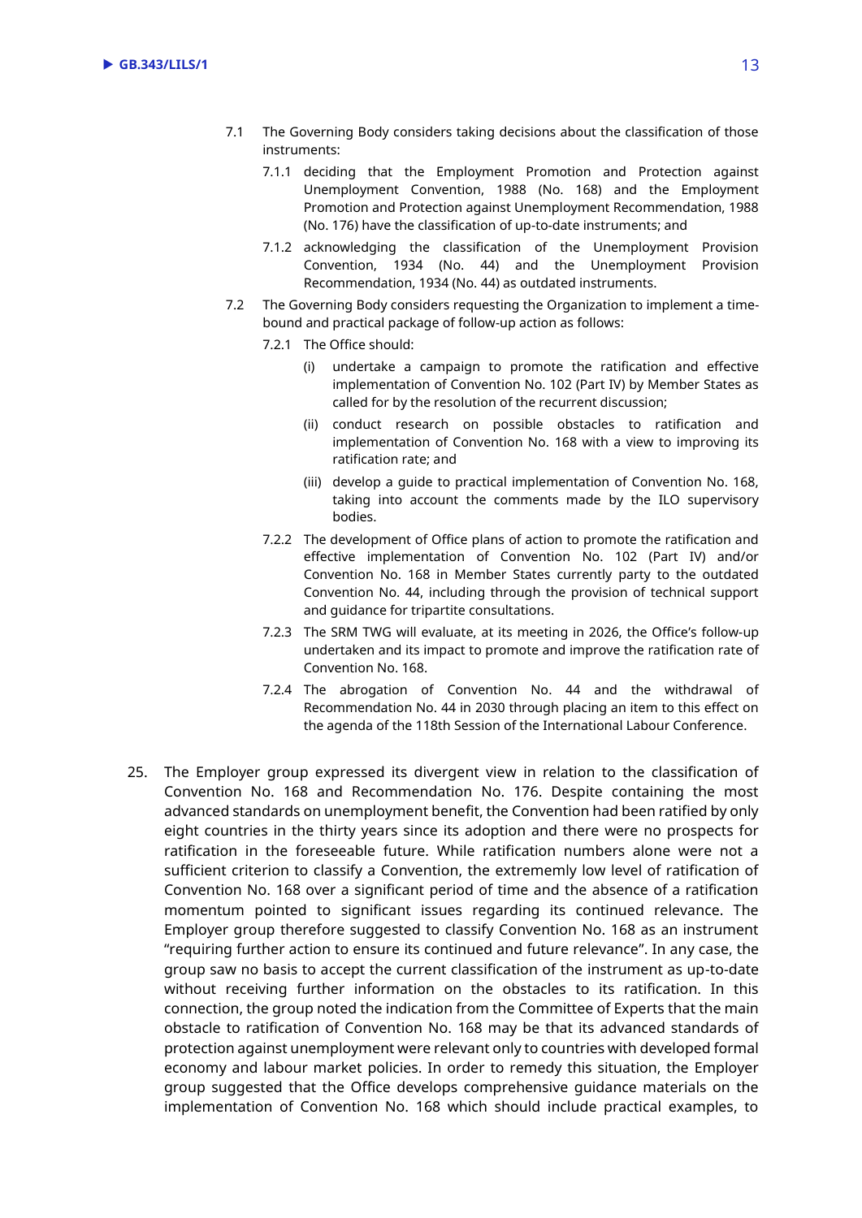7.1 The Governing Body considers taking decisions about the classification of those instruments:

  7.1.1 deciding that the Employment Promotion and Protection against Unemployment Convention, 1988 (No. 168) and the Employment Promotion and Protection against Unemployment Recommendation, 1988 (No. 176) have the classification of up-to-date instruments; and

  7.1.2 acknowledging the classification of the Unemployment Provision Convention, 1934 (No. 44) and the Unemployment Provision Recommendation, 1934 (No. 44) as outdated instruments.

7.2 The Governing Body considers requesting the Organization to implement a time-bound and practical package of follow-up action as follows:

  7.2.1 The Office should:

    (i) undertake a campaign to promote the ratification and effective implementation of Convention No. 102 (Part IV) by Member States as called for by the resolution of the recurrent discussion;

    (ii) conduct research on possible obstacles to ratification and implementation of Convention No. 168 with a view to improving its ratification rate; and

    (iii) develop a guide to practical implementation of Convention No. 168, taking into account the comments made by the ILO supervisory bodies.

  7.2.2 The development of Office plans of action to promote the ratification and effective implementation of Convention No. 102 (Part IV) and/or Convention No. 168 in Member States currently party to the outdated Convention No. 44, including through the provision of technical support and guidance for tripartite consultations.

  7.2.3 The SRM TWG will evaluate, at its meeting in 2026, the Office's follow-up undertaken and its impact to promote and improve the ratification rate of Convention No. 168.

  7.2.4 The abrogation of Convention No. 44 and the withdrawal of Recommendation No. 44 in 2030 through placing an item to this effect on the agenda of the 118th Session of the International Labour Conference.

25. The Employer group expressed its divergent view in relation to the classification of Convention No. 168 and Recommendation No. 176. Despite containing the most advanced standards on unemployment benefit, the Convention had been ratified by only eight countries in the thirty years since its adoption and there were no prospects for ratification in the foreseeable future. While ratification numbers alone were not a sufficient criterion to classify a Convention, the extremely low level of ratification of Convention No. 168 over a significant period of time and the absence of a ratification momentum pointed to significant issues regarding its continued relevance. The Employer group therefore suggested to classify Convention No. 168 as an instrument "requiring further action to ensure its continued and future relevance". In any case, the group saw no basis to accept the current classification of the instrument as up-to-date without receiving further information on the obstacles to its ratification. In this connection, the group noted the indication from the Committee of Experts that the main obstacle to ratification of Convention No. 168 may be that its advanced standards of protection against unemployment were relevant only to countries with developed formal economy and labour market policies. In order to remedy this situation, the Employer group suggested that the Office develops comprehensive guidance materials on the implementation of Convention No. 168 which should include practical examples, to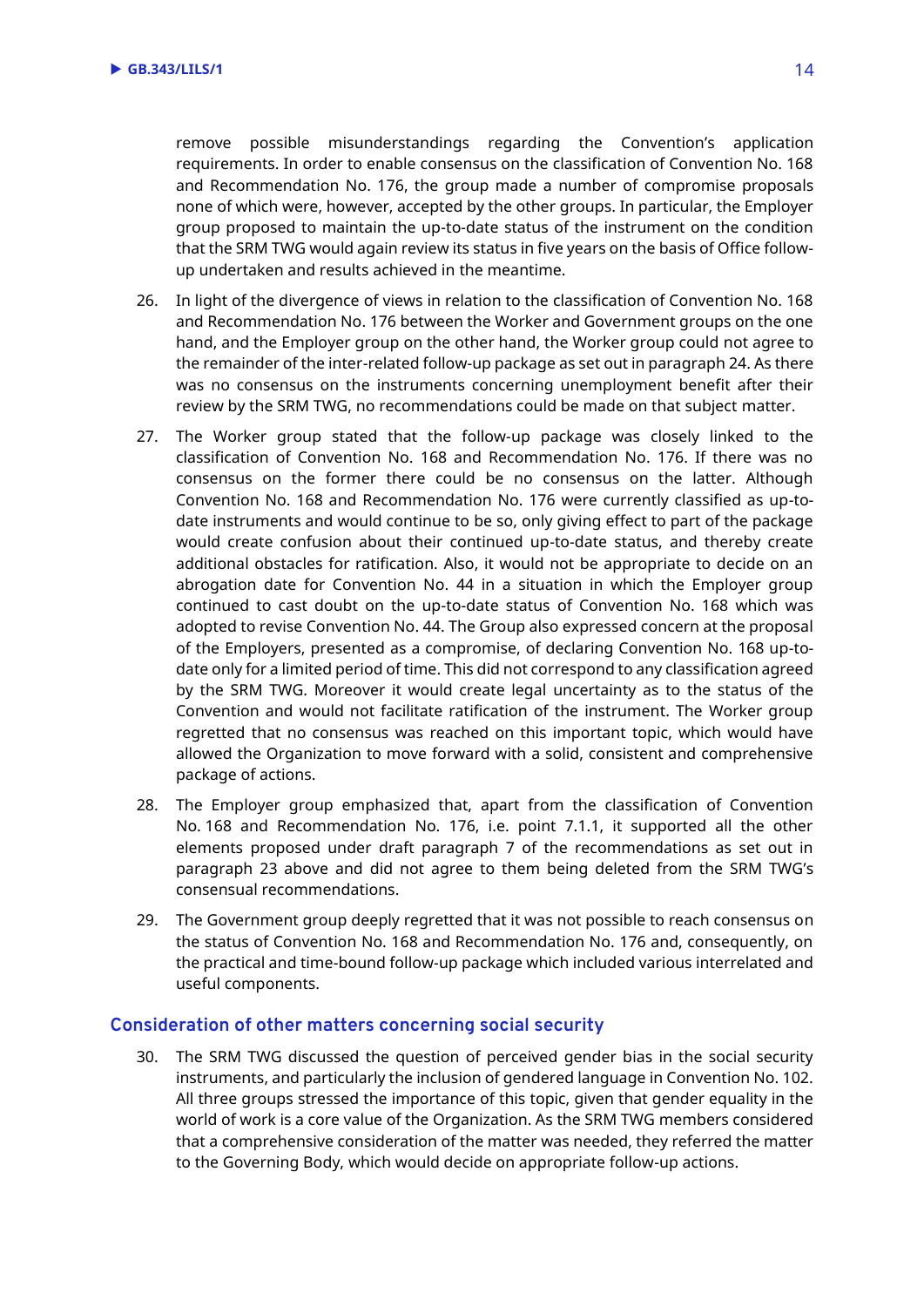remove possible misunderstandings regarding the Convention's application requirements. In order to enable consensus on the classification of Convention No. 168 and Recommendation No. 176, the group made a number of compromise proposals none of which were, however, accepted by the other groups. In particular, the Employer group proposed to maintain the up-to-date status of the instrument on the condition that the SRM TWG would again review its status in five years on the basis of Office follow-up undertaken and results achieved in the meantime.

26. In light of the divergence of views in relation to the classification of Convention No. 168 and Recommendation No. 176 between the Worker and Government groups on the one hand, and the Employer group on the other hand, the Worker group could not agree to the remainder of the inter-related follow-up package as set out in paragraph 24. As there was no consensus on the instruments concerning unemployment benefit after their review by the SRM TWG, no recommendations could be made on that subject matter.

27. The Worker group stated that the follow-up package was closely linked to the classification of Convention No. 168 and Recommendation No. 176. If there was no consensus on the former there could be no consensus on the latter. Although Convention No. 168 and Recommendation No. 176 were currently classified as up-to-date instruments and would continue to be so, only giving effect to part of the package would create confusion about their continued up-to-date status, and thereby create additional obstacles for ratification. Also, it would not be appropriate to decide on an abrogation date for Convention No. 44 in a situation in which the Employer group continued to cast doubt on the up-to-date status of Convention No. 168 which was adopted to revise Convention No. 44. The Group also expressed concern at the proposal of the Employers, presented as a compromise, of declaring Convention No. 168 up-to-date only for a limited period of time. This did not correspond to any classification agreed by the SRM TWG. Moreover it would create legal uncertainty as to the status of the Convention and would not facilitate ratification of the instrument. The Worker group regretted that no consensus was reached on this important topic, which would have allowed the Organization to move forward with a solid, consistent and comprehensive package of actions.

28. The Employer group emphasized that, apart from the classification of Convention No. 168 and Recommendation No. 176, i.e. point 7.1.1, it supported all the other elements proposed under draft paragraph 7 of the recommendations as set out in paragraph 23 above and did not agree to them being deleted from the SRM TWG's consensual recommendations.

29. The Government group deeply regretted that it was not possible to reach consensus on the status of Convention No. 168 and Recommendation No. 176 and, consequently, on the practical and time-bound follow-up package which included various interrelated and useful components.

### Consideration of other matters concerning social security

30. The SRM TWG discussed the question of perceived gender bias in the social security instruments, and particularly the inclusion of gendered language in Convention No. 102. All three groups stressed the importance of this topic, given that gender equality in the world of work is a core value of the Organization. As the SRM TWG members considered that a comprehensive consideration of the matter was needed, they referred the matter to the Governing Body, which would decide on appropriate follow-up actions.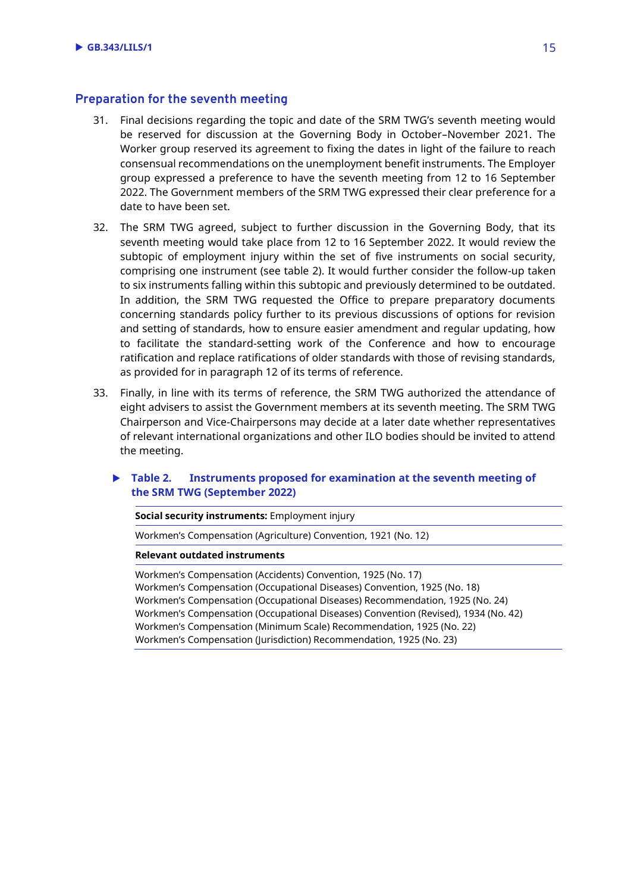## Preparation for the seventh meeting

31. Final decisions regarding the topic and date of the SRM TWG's seventh meeting would be reserved for discussion at the Governing Body in October–November 2021. The Worker group reserved its agreement to fixing the dates in light of the failure to reach consensual recommendations on the unemployment benefit instruments. The Employer group expressed a preference to have the seventh meeting from 12 to 16 September 2022. The Government members of the SRM TWG expressed their clear preference for a date to have been set.

32. The SRM TWG agreed, subject to further discussion in the Governing Body, that its seventh meeting would take place from 12 to 16 September 2022. It would review the subtopic of employment injury within the set of five instruments on social security, comprising one instrument (see table 2). It would further consider the follow-up taken to six instruments falling within this subtopic and previously determined to be outdated. In addition, the SRM TWG requested the Office to prepare preparatory documents concerning standards policy further to its previous discussions of options for revision and setting of standards, how to ensure easier amendment and regular updating, how to facilitate the standard-setting work of the Conference and how to encourage ratification and replace ratifications of older standards with those of revising standards, as provided for in paragraph 12 of its terms of reference.

33. Finally, in line with its terms of reference, the SRM TWG authorized the attendance of eight advisers to assist the Government members at its seventh meeting. The SRM TWG Chairperson and Vice-Chairpersons may decide at a later date whether representatives of relevant international organizations and other ILO bodies should be invited to attend the meeting.

**Table 2. Instruments proposed for examination at the seventh meeting of the SRM TWG (September 2022)**

| **Social security instruments:** Employment injury |
| --- |
| Workmen's Compensation (Agriculture) Convention, 1921 (No. 12) |
| **Relevant outdated instruments** |
| Workmen's Compensation (Accidents) Convention, 1925 (No. 17)<br>Workmen's Compensation (Occupational Diseases) Convention, 1925 (No. 18)<br>Workmen's Compensation (Occupational Diseases) Recommendation, 1925 (No. 24)<br>Workmen's Compensation (Occupational Diseases) Convention (Revised), 1934 (No. 42)<br>Workmen's Compensation (Minimum Scale) Recommendation, 1925 (No. 22)<br>Workmen's Compensation (Jurisdiction) Recommendation, 1925 (No. 23) |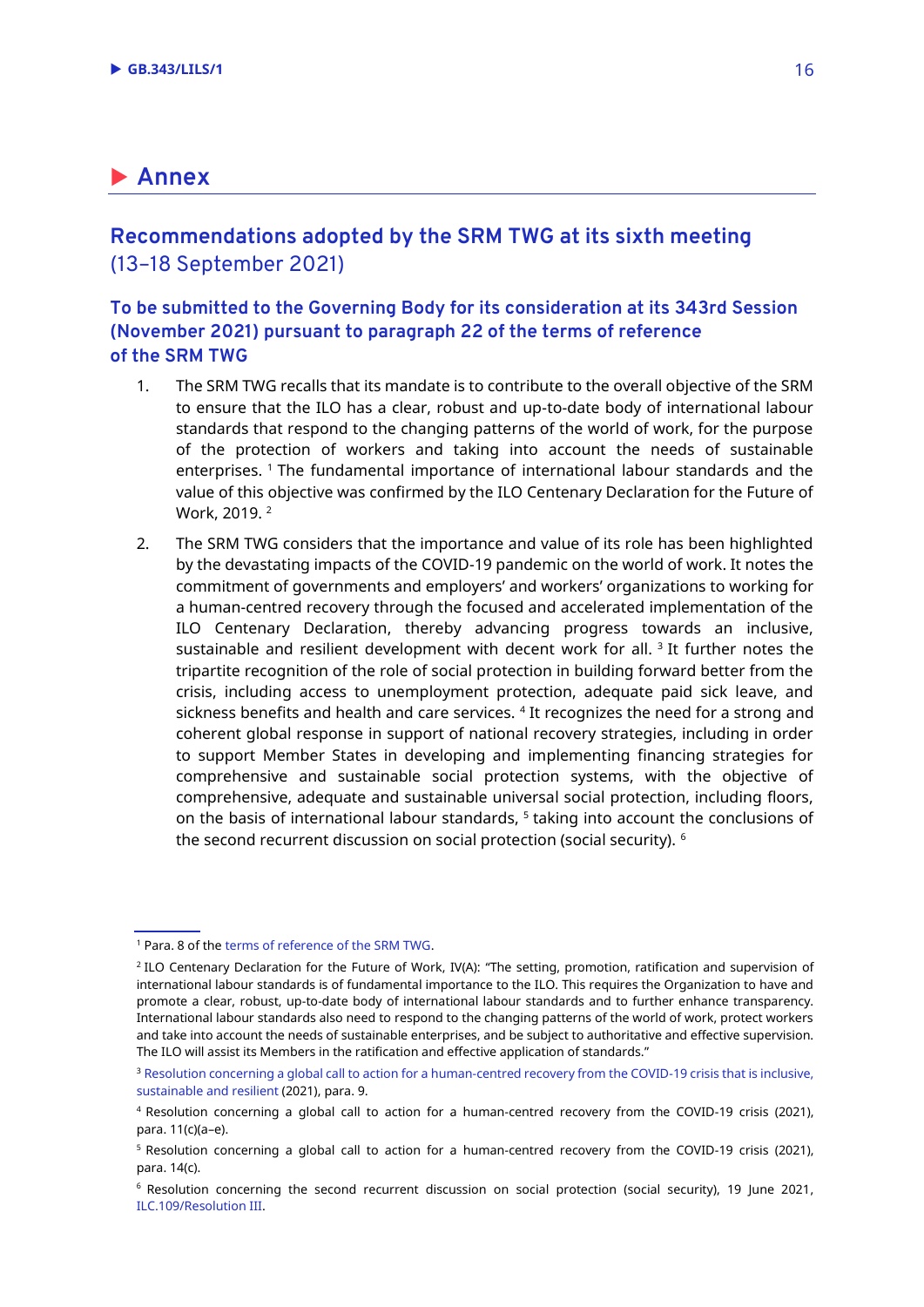# Annex

## Recommendations adopted by the SRM TWG at its sixth meeting (13–18 September 2021)

### To be submitted to the Governing Body for its consideration at its 343rd Session (November 2021) pursuant to paragraph 22 of the terms of reference of the SRM TWG

1. The SRM TWG recalls that its mandate is to contribute to the overall objective of the SRM to ensure that the ILO has a clear, robust and up-to-date body of international labour standards that respond to the changing patterns of the world of work, for the purpose of the protection of workers and taking into account the needs of sustainable enterprises. [1] The fundamental importance of international labour standards and the value of this objective was confirmed by the ILO Centenary Declaration for the Future of Work, 2019. [2]

2. The SRM TWG considers that the importance and value of its role has been highlighted by the devastating impacts of the COVID-19 pandemic on the world of work. It notes the commitment of governments and employers' and workers' organizations to working for a human-centred recovery through the focused and accelerated implementation of the ILO Centenary Declaration, thereby advancing progress towards an inclusive, sustainable and resilient development with decent work for all. [3] It further notes the tripartite recognition of the role of social protection in building forward better from the crisis, including access to unemployment protection, adequate paid sick leave, and sickness benefits and health and care services. [4] It recognizes the need for a strong and coherent global response in support of national recovery strategies, including in order to support Member States in developing and implementing financing strategies for comprehensive and sustainable social protection systems, with the objective of comprehensive, adequate and sustainable universal social protection, including floors, on the basis of international labour standards, [5] taking into account the conclusions of the second recurrent discussion on social protection (social security). [6]

---

[1] Para. 8 of the terms of reference of the SRM TWG.

[2] ILO Centenary Declaration for the Future of Work, IV(A): "The setting, promotion, ratification and supervision of international labour standards is of fundamental importance to the ILO. This requires the Organization to have and promote a clear, robust, up-to-date body of international labour standards and to further enhance transparency. International labour standards also need to respond to the changing patterns of the world of work, protect workers and take into account the needs of sustainable enterprises, and be subject to authoritative and effective supervision. The ILO will assist its Members in the ratification and effective application of standards."

[3] Resolution concerning a global call to action for a human-centred recovery from the COVID-19 crisis that is inclusive, sustainable and resilient (2021), para. 9.

[4] Resolution concerning a global call to action for a human-centred recovery from the COVID-19 crisis (2021), para. 11(c)(a–e).

[5] Resolution concerning a global call to action for a human-centred recovery from the COVID-19 crisis (2021), para. 14(c).

[6] Resolution concerning the second recurrent discussion on social protection (social security), 19 June 2021, ILC.109/Resolution III.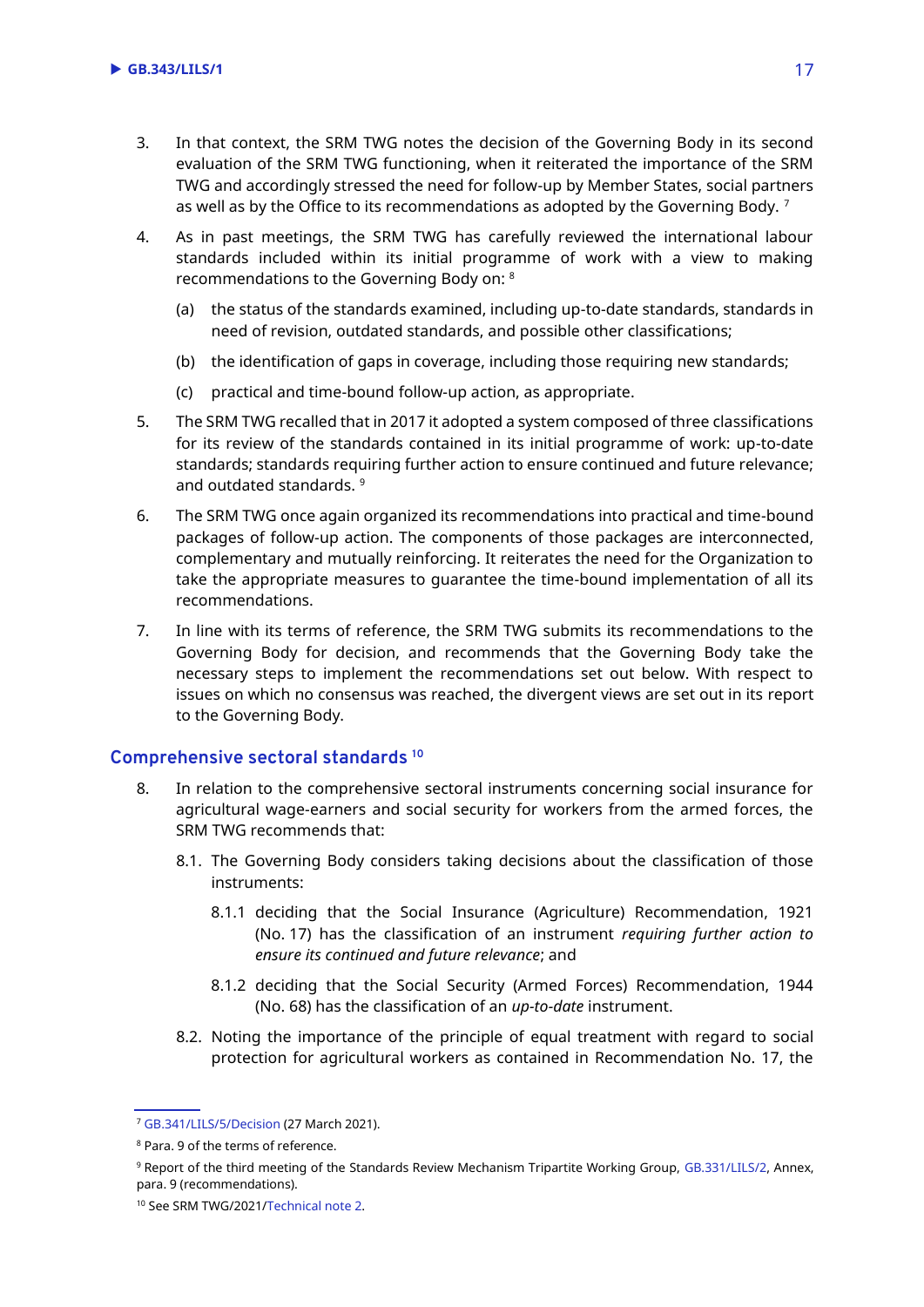3. In that context, the SRM TWG notes the decision of the Governing Body in its second evaluation of the SRM TWG functioning, when it reiterated the importance of the SRM TWG and accordingly stressed the need for follow-up by Member States, social partners as well as by the Office to its recommendations as adopted by the Governing Body. [7]

4. As in past meetings, the SRM TWG has carefully reviewed the international labour standards included within its initial programme of work with a view to making recommendations to the Governing Body on: [8]

   (a) the status of the standards examined, including up-to-date standards, standards in need of revision, outdated standards, and possible other classifications;

   (b) the identification of gaps in coverage, including those requiring new standards;

   (c) practical and time-bound follow-up action, as appropriate.

5. The SRM TWG recalled that in 2017 it adopted a system composed of three classifications for its review of the standards contained in its initial programme of work: up-to-date standards; standards requiring further action to ensure continued and future relevance; and outdated standards. [9]

6. The SRM TWG once again organized its recommendations into practical and time-bound packages of follow-up action. The components of those packages are interconnected, complementary and mutually reinforcing. It reiterates the need for the Organization to take the appropriate measures to guarantee the time-bound implementation of all its recommendations.

7. In line with its terms of reference, the SRM TWG submits its recommendations to the Governing Body for decision, and recommends that the Governing Body take the necessary steps to implement the recommendations set out below. With respect to issues on which no consensus was reached, the divergent views are set out in its report to the Governing Body.

## Comprehensive sectoral standards [10]

8. In relation to the comprehensive sectoral instruments concerning social insurance for agricultural wage-earners and social security for workers from the armed forces, the SRM TWG recommends that:

   8.1. The Governing Body considers taking decisions about the classification of those instruments:

   8.1.1 deciding that the Social Insurance (Agriculture) Recommendation, 1921 (No. 17) has the classification of an instrument *requiring further action to ensure its continued and future relevance*; and

   8.1.2 deciding that the Social Security (Armed Forces) Recommendation, 1944 (No. 68) has the classification of an *up-to-date* instrument.

   8.2. Noting the importance of the principle of equal treatment with regard to social protection for agricultural workers as contained in Recommendation No. 17, the

---

[7] GB.341/LILS/5/Decision (27 March 2021).

[8] Para. 9 of the terms of reference.

[9] Report of the third meeting of the Standards Review Mechanism Tripartite Working Group, GB.331/LILS/2, Annex, para. 9 (recommendations).

[10] See SRM TWG/2021/Technical note 2.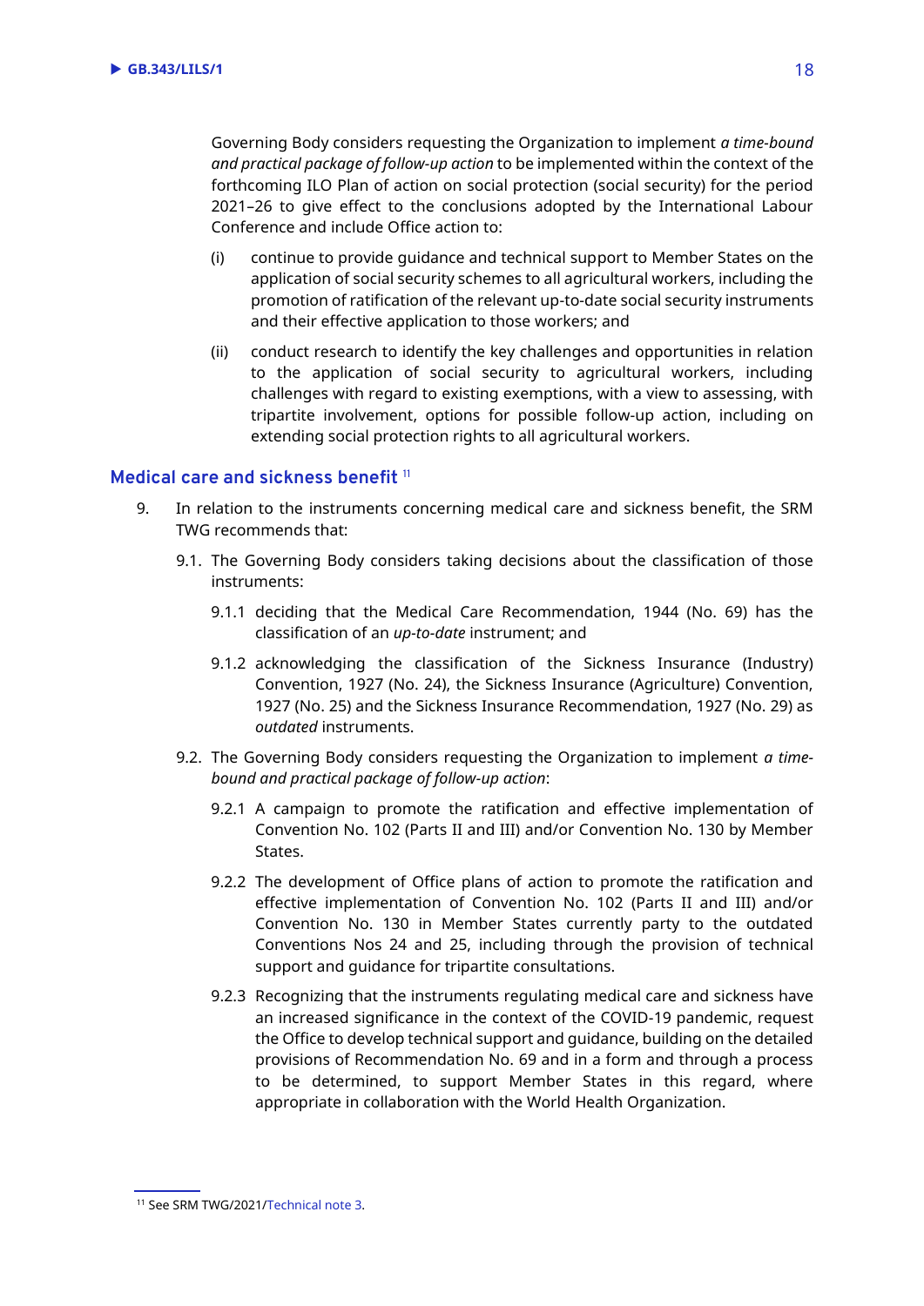Governing Body considers requesting the Organization to implement *a time-bound and practical package of follow-up action* to be implemented within the context of the forthcoming ILO Plan of action on social protection (social security) for the period 2021–26 to give effect to the conclusions adopted by the International Labour Conference and include Office action to:

(i) continue to provide guidance and technical support to Member States on the application of social security schemes to all agricultural workers, including the promotion of ratification of the relevant up-to-date social security instruments and their effective application to those workers; and

(ii) conduct research to identify the key challenges and opportunities in relation to the application of social security to agricultural workers, including challenges with regard to existing exemptions, with a view to assessing, with tripartite involvement, options for possible follow-up action, including on extending social protection rights to all agricultural workers.

## Medical care and sickness benefit [11]

9. In relation to the instruments concerning medical care and sickness benefit, the SRM TWG recommends that:

9.1. The Governing Body considers taking decisions about the classification of those instruments:

9.1.1 deciding that the Medical Care Recommendation, 1944 (No. 69) has the classification of an *up-to-date* instrument; and

9.1.2 acknowledging the classification of the Sickness Insurance (Industry) Convention, 1927 (No. 24), the Sickness Insurance (Agriculture) Convention, 1927 (No. 25) and the Sickness Insurance Recommendation, 1927 (No. 29) as *outdated* instruments.

9.2. The Governing Body considers requesting the Organization to implement *a time-bound and practical package of follow-up action*:

9.2.1 A campaign to promote the ratification and effective implementation of Convention No. 102 (Parts II and III) and/or Convention No. 130 by Member States.

9.2.2 The development of Office plans of action to promote the ratification and effective implementation of Convention No. 102 (Parts II and III) and/or Convention No. 130 in Member States currently party to the outdated Conventions Nos 24 and 25, including through the provision of technical support and guidance for tripartite consultations.

9.2.3 Recognizing that the instruments regulating medical care and sickness have an increased significance in the context of the COVID-19 pandemic, request the Office to develop technical support and guidance, building on the detailed provisions of Recommendation No. 69 and in a form and through a process to be determined, to support Member States in this regard, where appropriate in collaboration with the World Health Organization.

[11] See SRM TWG/2021/Technical note 3.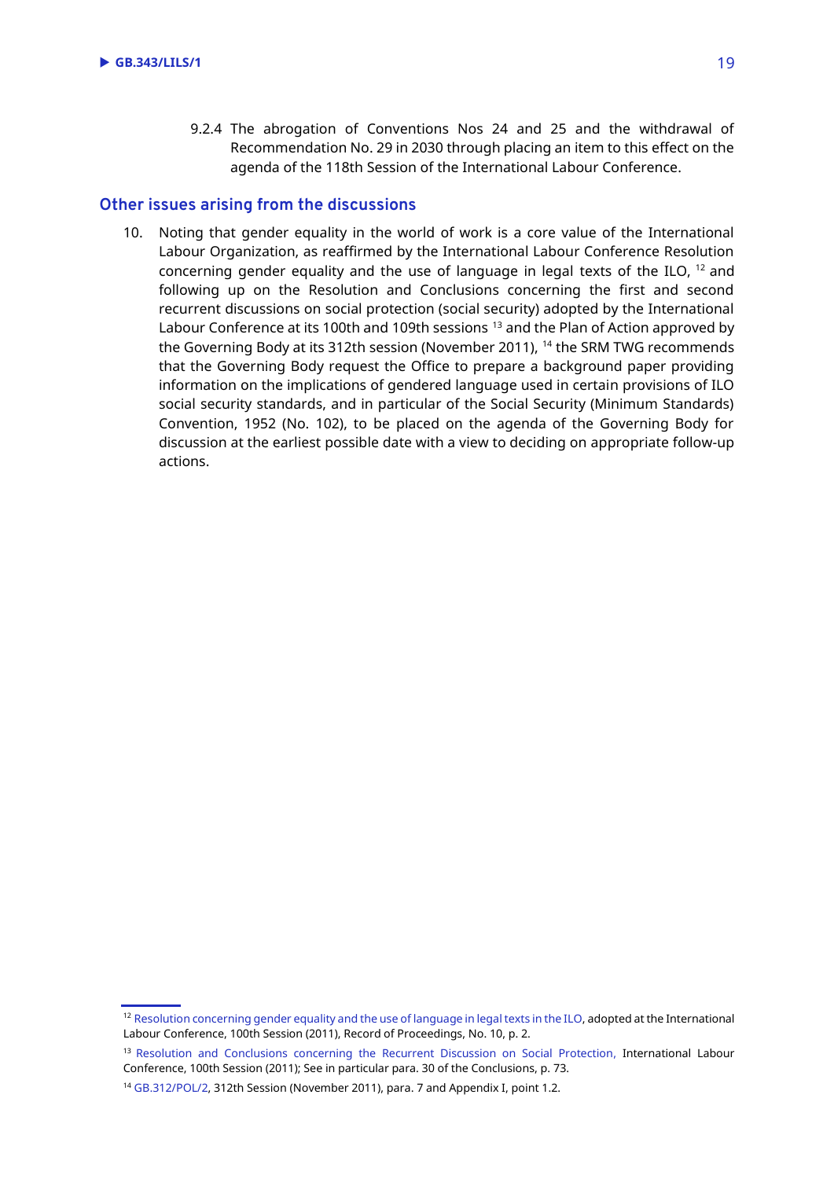9.2.4 The abrogation of Conventions Nos 24 and 25 and the withdrawal of Recommendation No. 29 in 2030 through placing an item to this effect on the agenda of the 118th Session of the International Labour Conference.

## Other issues arising from the discussions

10. Noting that gender equality in the world of work is a core value of the International Labour Organization, as reaffirmed by the International Labour Conference Resolution concerning gender equality and the use of language in legal texts of the ILO, [12] and following up on the Resolution and Conclusions concerning the first and second recurrent discussions on social protection (social security) adopted by the International Labour Conference at its 100th and 109th sessions [13] and the Plan of Action approved by the Governing Body at its 312th session (November 2011), [14] the SRM TWG recommends that the Governing Body request the Office to prepare a background paper providing information on the implications of gendered language used in certain provisions of ILO social security standards, and in particular of the Social Security (Minimum Standards) Convention, 1952 (No. 102), to be placed on the agenda of the Governing Body for discussion at the earliest possible date with a view to deciding on appropriate follow-up actions.

---

[12] Resolution concerning gender equality and the use of language in legal texts in the ILO, adopted at the International Labour Conference, 100th Session (2011), Record of Proceedings, No. 10, p. 2.

[13] Resolution and Conclusions concerning the Recurrent Discussion on Social Protection, International Labour Conference, 100th Session (2011); See in particular para. 30 of the Conclusions, p. 73.

[14] GB.312/POL/2, 312th Session (November 2011), para. 7 and Appendix I, point 1.2.